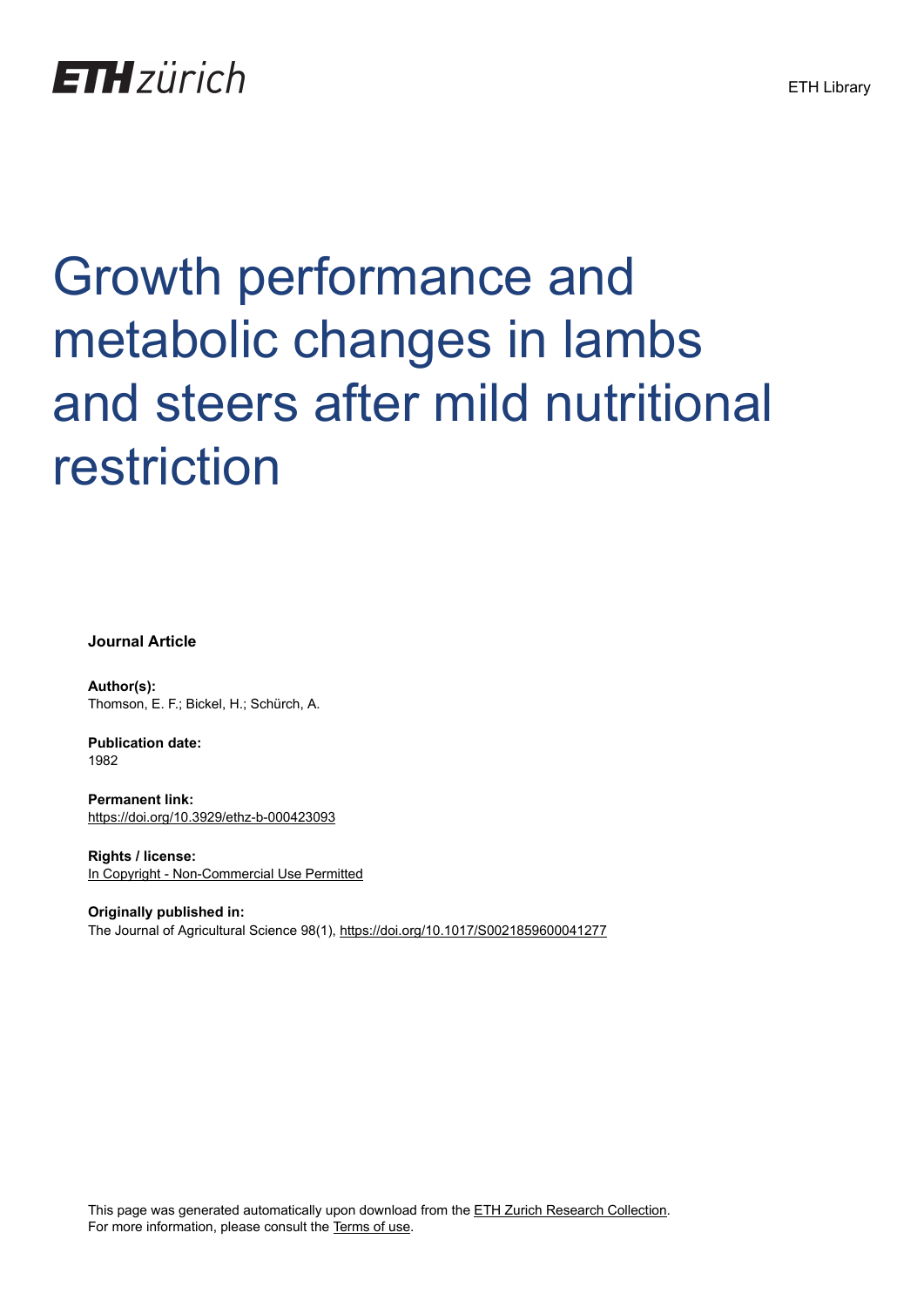ETH zürich

ETH Library

# Growth performance and metabolic changes in lambs and steers after mild nutritional restriction

**Journal Article**

**Author(s):**
Thomson, E. F.; Bickel, H.; Schürch, A.

**Publication date:**
1982

**Permanent link:**
https://doi.org/10.3929/ethz-b-000423093

**Rights / license:**
In Copyright - Non-Commercial Use Permitted

**Originally published in:**
The Journal of Agricultural Science 98(1), https://doi.org/10.1017/S0021859600041277

This page was generated automatically upon download from the ETH Zurich Research Collection.
For more information, please consult the Terms of use.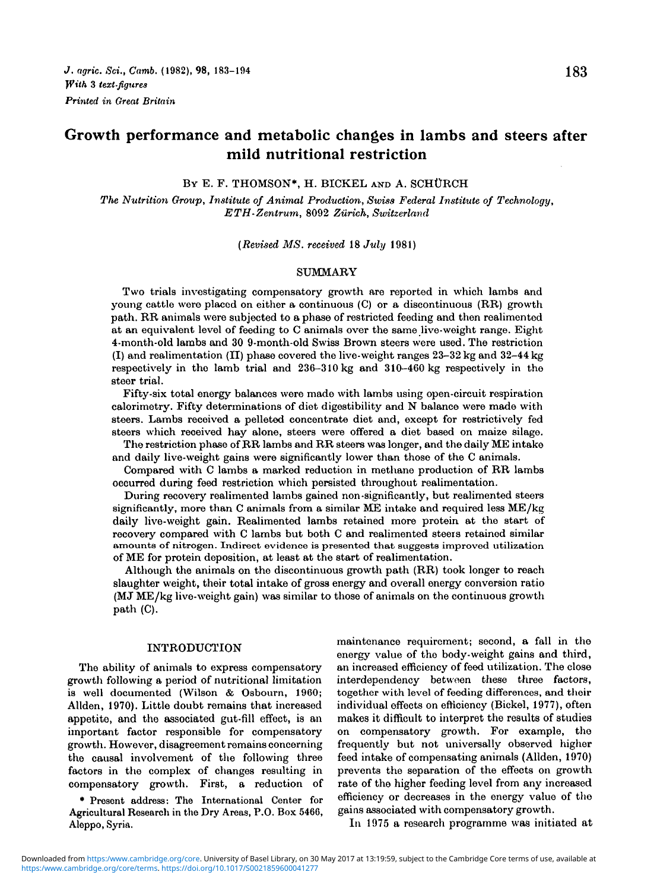# Growth performance and metabolic changes in lambs and steers after mild nutritional restriction

By E. F. THOMSON*, H. BICKEL AND A. SCHÜRCH

*The Nutrition Group, Institute of Animal Production, Swiss Federal Institute of Technology, ETH-Zentrum, 8092 Zürich, Switzerland*

(*Revised MS. received* 18 *July* 1981)

## SUMMARY

Two trials investigating compensatory growth are reported in which lambs and young cattle were placed on either a continuous (C) or a discontinuous (RR) growth path. RR animals were subjected to a phase of restricted feeding and then realimented at an equivalent level of feeding to C animals over the same live-weight range. Eight 4-month-old lambs and 30 9-month-old Swiss Brown steers were used. The restriction (I) and realimentation (II) phase covered the live-weight ranges 23–32 kg and 32–44 kg respectively in the lamb trial and 236–310 kg and 310–460 kg respectively in the steer trial.

Fifty-six total energy balances were made with lambs using open-circuit respiration calorimetry. Fifty determinations of diet digestibility and N balance were made with steers. Lambs received a pelleted concentrate diet and, except for restrictively fed steers which received hay alone, steers were offered a diet based on maize silage.

The restriction phase of RR lambs and RR steers was longer, and the daily ME intake and daily live-weight gains were significantly lower than those of the C animals.

Compared with C lambs a marked reduction in methane production of RR lambs occurred during feed restriction which persisted throughout realimentation.

During recovery realimented lambs gained non-significantly, but realimented steers significantly, more than C animals from a similar ME intake and required less ME/kg daily live-weight gain. Realimented lambs retained more protein at the start of recovery compared with C lambs but both C and realimented steers retained similar amounts of nitrogen. Indirect evidence is presented that suggests improved utilization of ME for protein deposition, at least at the start of realimentation.

Although the animals on the discontinuous growth path (RR) took longer to reach slaughter weight, their total intake of gross energy and overall energy conversion ratio (MJ ME/kg live-weight gain) was similar to those of animals on the continuous growth path (C).

## INTRODUCTION

The ability of animals to express compensatory growth following a period of nutritional limitation is well documented (Wilson & Osbourn, 1960; Allden, 1970). Little doubt remains that increased appetite, and the associated gut-fill effect, is an important factor responsible for compensatory growth. However, disagreement remains concerning the causal involvement of the following three factors in the complex of changes resulting in compensatory growth. First, a reduction of maintenance requirement; second, a fall in the energy value of the body-weight gains and third, an increased efficiency of feed utilization. The close interdependency between these three factors, together with level of feeding differences, and their individual effects on efficiency (Bickel, 1977), often makes it difficult to interpret the results of studies on compensatory growth. For example, the frequently but not universally observed higher feed intake of compensating animals (Allden, 1970) prevents the separation of the effects on growth rate of the higher feeding level from any increased efficiency or decreases in the energy value of the gains associated with compensatory growth.

In 1975 a research programme was initiated at

\* Present address: The International Center for Agricultural Research in the Dry Areas, P.O. Box 5466, Aleppo, Syria.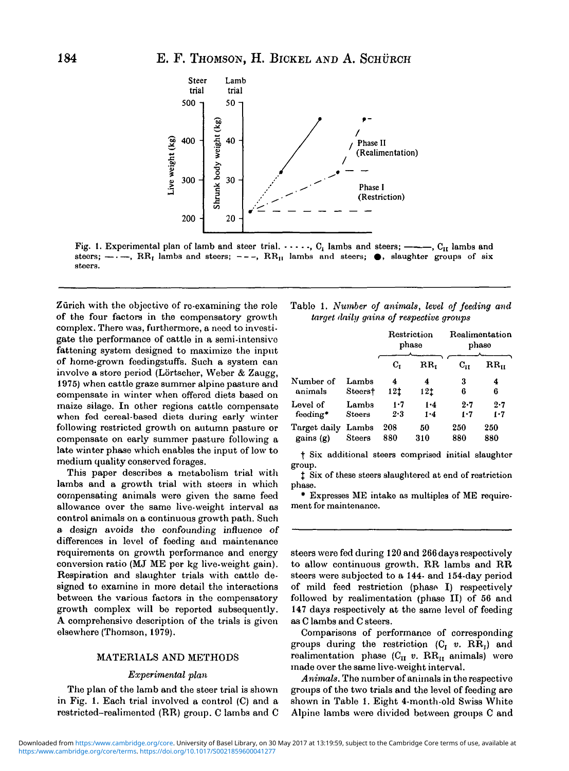Steer trial

Lamb trial

500

50

400

40

300

30

200

20

Live weight (kg)

Shrunk body weight (kg)

Phase II (Realimentation)

Phase I (Restriction)

Fig. 1. Experimental plan of lamb and steer trial. · · · · ·, $C_I$ lambs and steers; ———, $C_{II}$ lambs and steers; —·—, $RR_I$ lambs and steers; – – –, $RR_{II}$ lambs and steers; ●, slaughter groups of six steers.

Zürich with the objective of re-examining the role of the four factors in the compensatory growth complex. There was, furthermore, a need to investigate the performance of cattle in a semi-intensive fattening system designed to maximize the input of home-grown feedingstuffs. Such a system can involve a store period (Lörtscher, Weber & Zaugg, 1975) when cattle graze summer alpine pasture and compensate in winter when offered diets based on maize silage. In other regions cattle compensate when fed cereal-based diets during early winter following restricted growth on autumn pasture or compensate on early summer pasture following a late winter phase which enables the input of low to medium quality conserved forages.

This paper describes a metabolism trial with lambs and a growth trial with steers in which compensating animals were given the same feed allowance over the same live-weight interval as control animals on a continuous growth path. Such a design avoids the confounding influence of differences in level of feeding and maintenance requirements on growth performance and energy conversion ratio (MJ ME per kg live-weight gain). Respiration and slaughter trials with cattle designed to examine in more detail the interactions between the various factors in the compensatory growth complex will be reported subsequently. A comprehensive description of the trials is given elsewhere (Thomson, 1979).

## MATERIALS AND METHODS

### *Experimental plan*

The plan of the lamb and the steer trial is shown in Fig. 1. Each trial involved a control (C) and a restricted–realimented (RR) group. C lambs and C steers were fed during 120 and 266 days respectively to allow continuous growth. RR lambs and RR steers were subjected to a 144- and 154-day period of mild feed restriction (phase I) respectively followed by realimentation (phase II) of 56 and 147 days respectively at the same level of feeding as C lambs and C steers.

Comparisons of performance of corresponding groups during the restriction ($C_I$ *v.* $RR_I$) and realimentation phase ($C_{II}$ *v.* $RR_{II}$ animals) were made over the same live-weight interval.

*Animals.* The number of animals in the respective groups of the two trials and the level of feeding are shown in Table 1. Eight 4-month-old Swiss White Alpine lambs were divided between groups C and

Table 1. *Number of animals, level of feeding and target daily gains of respective groups*

| | | Restriction phase | | Realimentation phase | |
|---|---|---|---|---|---|
| | | $C_I$ | $RR_I$ | $C_{II}$ | $RR_{II}$ |
| Number of animals | Lambs | 4 | 4 | 3 | 4 |
| | Steers† | 12‡ | 12‡ | 6 | 6 |
| Level of feeding* | Lambs | 1·7 | 1·4 | 2·7 | 2·7 |
| | Steers | 2·3 | 1·4 | 1·7 | 1·7 |
| Target daily gains (g) | Lambs | 208 | 50 | 250 | 250 |
| | Steers | 880 | 310 | 880 | 880 |

† Six additional steers comprised initial slaughter group.

‡ Six of these steers slaughtered at end of restriction phase.

\* Expresses ME intake as multiples of ME requirement for maintenance.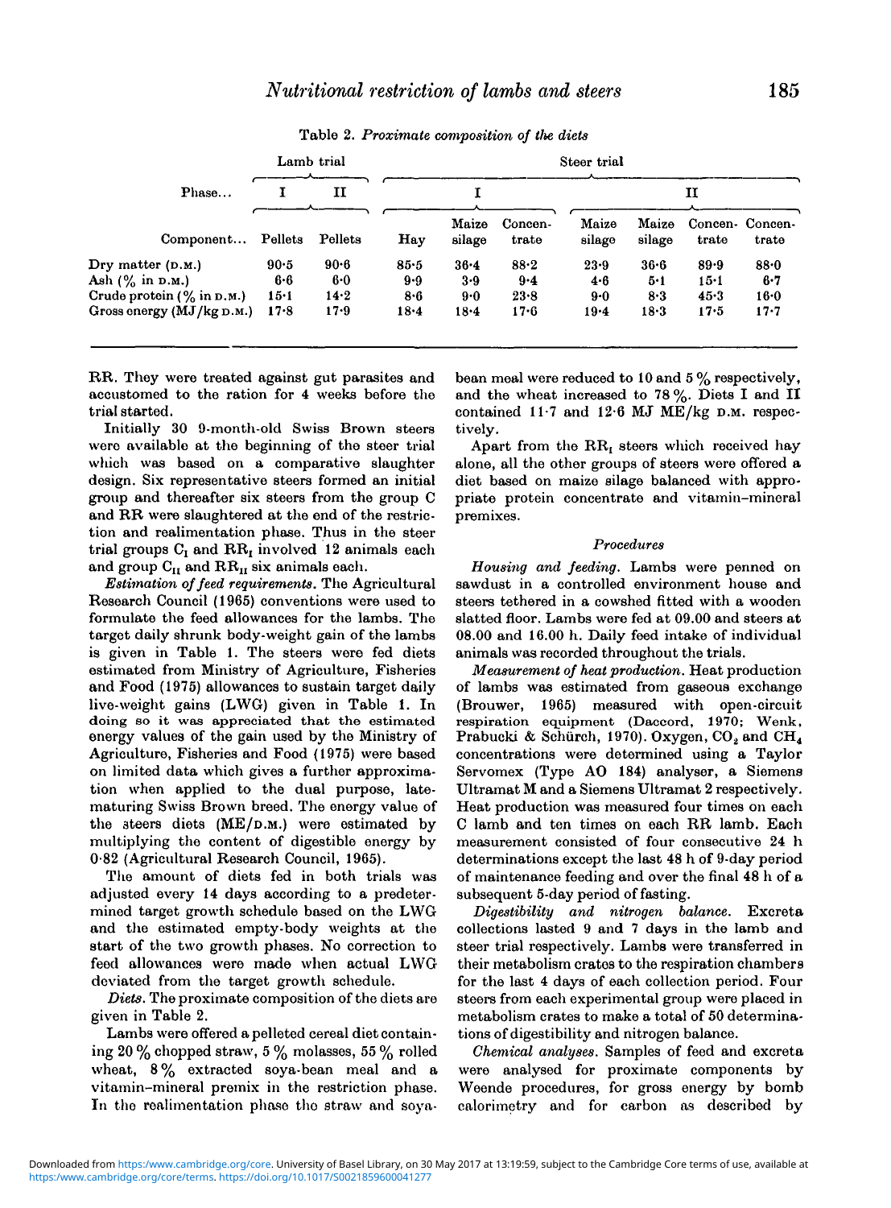Table 2. *Proximate composition of the diets*

| | Lamb trial | | Steer trial | | | | | | |
|---|---|---|---|---|---|---|---|---|---|
| Phase... | I | II | I | | | II | | | |
| Component... | Pellets | Pellets | Hay | Maize silage | Concentrate | Maize silage | Maize silage | Concentrate | Concentrate |
| Dry matter (D.M.) | 90·5 | 90·6 | 85·5 | 36·4 | 88·2 | 23·9 | 36·6 | 89·9 | 88·0 |
| Ash (% in D.M.) | 6·6 | 6·0 | 9·9 | 3·9 | 9·4 | 4·6 | 5·1 | 15·1 | 6·7 |
| Crude protein (% in D.M.) | 15·1 | 14·2 | 8·6 | 9·0 | 23·8 | 9·0 | 8·3 | 45·3 | 16·0 |
| Gross energy (MJ/kg D.M.) | 17·8 | 17·9 | 18·4 | 18·4 | 17·6 | 19·4 | 18·3 | 17·5 | 17·7 |

RR. They were treated against gut parasites and accustomed to the ration for 4 weeks before the trial started.

Initially 30 9-month-old Swiss Brown steers were available at the beginning of the steer trial which was based on a comparative slaughter design. Six representative steers formed an initial group and thereafter six steers from the group C and RR were slaughtered at the end of the restriction and realimentation phase. Thus in the steer trial groups $C_I$ and $RR_I$ involved 12 animals each and group $C_{II}$ and $RR_{II}$ six animals each.

*Estimation of feed requirements.* The Agricultural Research Council (1965) conventions were used to formulate the feed allowances for the lambs. The target daily shrunk body-weight gain of the lambs is given in Table 1. The steers were fed diets estimated from Ministry of Agriculture, Fisheries and Food (1975) allowances to sustain target daily live-weight gains (LWG) given in Table 1. In doing so it was appreciated that the estimated energy values of the gain used by the Ministry of Agriculture, Fisheries and Food (1975) were based on limited data which gives a further approximation when applied to the dual purpose, late-maturing Swiss Brown breed. The energy value of the steers diets (ME/D.M.) were estimated by multiplying the content of digestible energy by 0·82 (Agricultural Research Council, 1965).

The amount of diets fed in both trials was adjusted every 14 days according to a predetermined target growth schedule based on the LWG and the estimated empty-body weights at the start of the two growth phases. No correction to feed allowances were made when actual LWG deviated from the target growth schedule.

*Diets.* The proximate composition of the diets are given in Table 2.

Lambs were offered a pelleted cereal diet containing 20% chopped straw, 5% molasses, 55% rolled wheat, 8% extracted soya-bean meal and a vitamin–mineral premix in the restriction phase. In the realimentation phase the straw and soya-bean meal were reduced to 10 and 5% respectively, and the wheat increased to 78%. Diets I and II contained 11·7 and 12·6 MJ ME/kg D.M. respectively.

Apart from the $RR_I$ steers which received hay alone, all the other groups of steers were offered a diet based on maize silage balanced with appropriate protein concentrate and vitamin–mineral premixes.

## *Procedures*

*Housing and feeding.* Lambs were penned on sawdust in a controlled environment house and steers tethered in a cowshed fitted with a wooden slatted floor. Lambs were fed at 09.00 and steers at 08.00 and 16.00 h. Daily feed intake of individual animals was recorded throughout the trials.

*Measurement of heat production.* Heat production of lambs was estimated from gaseous exchange (Brouwer, 1965) measured with open-circuit respiration equipment (Daccord, 1970; Wenk, Prabucki & Schürch, 1970). Oxygen, $CO_2$ and $CH_4$ concentrations were determined using a Taylor Servomex (Type AO 184) analyser, a Siemens Ultramat M and a Siemens Ultramat 2 respectively. Heat production was measured four times on each C lamb and ten times on each RR lamb. Each measurement consisted of four consecutive 24 h determinations except the last 48 h of 9-day period of maintenance feeding and over the final 48 h of a subsequent 5-day period of fasting.

*Digestibility and nitrogen balance.* Excreta collections lasted 9 and 7 days in the lamb and steer trial respectively. Lambs were transferred in their metabolism crates to the respiration chambers for the last 4 days of each collection period. Four steers from each experimental group were placed in metabolism crates to make a total of 50 determinations of digestibility and nitrogen balance.

*Chemical analyses.* Samples of feed and excreta were analysed for proximate components by Weende procedures, for gross energy by bomb calorimetry and for carbon as described by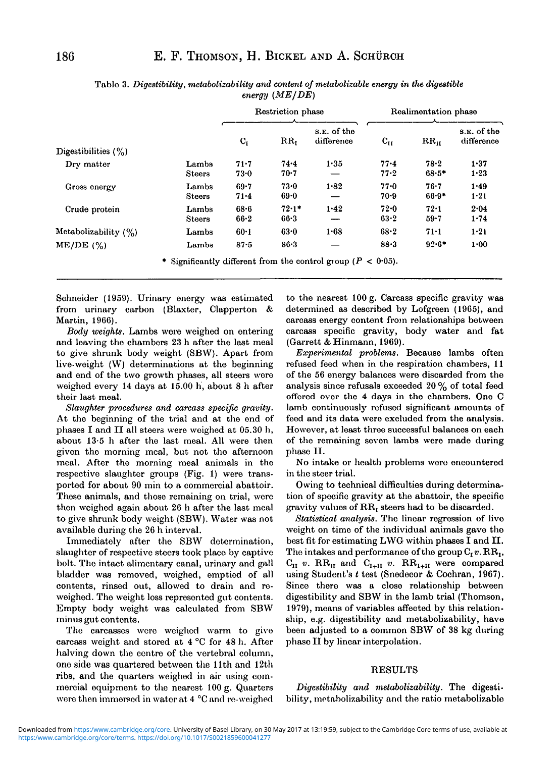Table 3. *Digestibility, metabolizability and content of metabolizable energy in the digestible energy (ME/DE)*

| | | Restriction phase | | | Realimentation phase | | |
|---|---|---|---|---|---|---|---|
| | | $C_I$ | $RR_I$ | S.E. of the difference | $C_{II}$ | $RR_{II}$ | S.E. of the difference |
| Digestibilities (%) | | | | | | | |
| Dry matter | Lambs | 71·7 | 74·4 | 1·35 | 77·4 | 78·2 | 1·37 |
| | Steers | 73·0 | 70·7 | — | 77·2 | 68·5* | 1·23 |
| Gross energy | Lambs | 69·7 | 73·0 | 1·82 | 77·0 | 76·7 | 1·49 |
| | Steers | 71·4 | 69·0 | — | 70·9 | 66·9* | 1·21 |
| Crude protein | Lambs | 68·6 | 72·1* | 1·42 | 72·0 | 72·1 | 2·04 |
| | Steers | 66·2 | 66·3 | — | 63·2 | 59·7 | 1·74 |
| Metabolizability (%) | Lambs | 60·1 | 63·0 | 1·68 | 68·2 | 71·1 | 1·21 |
| ME/DE (%) | Lambs | 87·5 | 86·3 | — | 88·3 | 92·6* | 1·00 |

\* Significantly different from the control group ($P < 0·05$).

Schneider (1959). Urinary energy was estimated from urinary carbon (Blaxter, Clapperton & Martin, 1966).

*Body weights.* Lambs were weighed on entering and leaving the chambers 23 h after the last meal to give shrunk body weight (SBW). Apart from live-weight (W) determinations at the beginning and end of the two growth phases, all steers were weighed every 14 days at 15.00 h, about 8 h after their last meal.

*Slaughter procedures and carcass specific gravity.* At the beginning of the trial and at the end of phases I and II all steers were weighed at 05.30 h, about 13·5 h after the last meal. All were then given the morning meal, but not the afternoon meal. After the morning meal animals in the respective slaughter groups (Fig. 1) were transported for about 90 min to a commercial abattoir. These animals, and those remaining on trial, were then weighed again about 26 h after the last meal to give shrunk body weight (SBW). Water was not available during the 26 h interval.

Immediately after the SBW determination, slaughter of respective steers took place by captive bolt. The intact alimentary canal, urinary and gall bladder was removed, weighed, emptied of all contents, rinsed out, allowed to drain and re-weighed. The weight loss represented gut contents. Empty body weight was calculated from SBW minus gut contents.

The carcasses were weighed warm to give carcass weight and stored at 4 °C for 48 h. After halving down the centre of the vertebral column, one side was quartered between the 11th and 12th ribs, and the quarters weighed in air using commercial equipment to the nearest 100 g. Quarters were then immersed in water at 4 °C and re-weighed to the nearest 100 g. Carcass specific gravity was determined as described by Lofgreen (1965), and carcass energy content from relationships between carcass specific gravity, body water and fat (Garrett & Hinmann, 1969).

*Experimental problems.* Because lambs often refused feed when in the respiration chambers, 11 of the 56 energy balances were discarded from the analysis since refusals exceeded 20 % of total feed offered over the 4 days in the chambers. One C lamb continuously refused significant amounts of feed and its data were excluded from the analysis. However, at least three successful balances on each of the remaining seven lambs were made during phase II.

No intake or health problems were encountered in the steer trial.

Owing to technical difficulties during determination of specific gravity at the abattoir, the specific gravity values of $RR_I$ steers had to be discarded.

*Statistical analysis.* The linear regression of live weight on time of the individual animals gave the best fit for estimating LWG within phases I and II. The intakes and performance of the group $C_I$ *v.* $RR_I$, $C_{II}$ *v.* $RR_{II}$ and $C_{I+II}$ *v.* $RR_{I+II}$ were compared using Student's *t* test (Snedecor & Cochran, 1967). Since there was a close relationship between digestibility and SBW in the lamb trial (Thomson, 1979), means of variables affected by this relationship, e.g. digestibility and metabolizability, have been adjusted to a common SBW of 38 kg during phase II by linear interpolation.

## RESULTS

*Digestibility and metabolizability.* The digestibility, metabolizability and the ratio metabolizable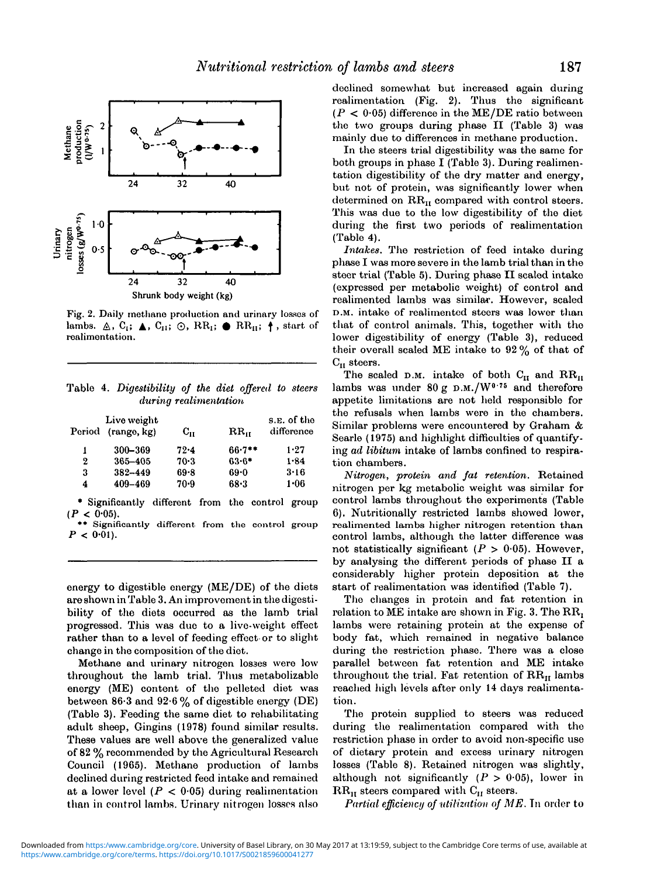Methane production ($l/W^{0.75}$)

2

1

24 32 40

Urinary nitrogen losses ($g/W^{0.75}$)

1·0

0·5

24 32 40

Shrunk body weight (kg)

Fig. 2. Daily methane production and urinary losses of lambs. △, $C_I$; ▲, $C_{II}$; ⊙, $RR_I$; ● $RR_{II}$; ↑, start of realimentation.

Table 4. *Digestibility of the diet offered to steers during realimentation*

| Period | Live weight (range, kg) | $C_{II}$ | $RR_{II}$ | S.E. of the difference |
|---|---|---|---|---|
| 1 | 300–369 | 72·4 | 66·7** | 1·27 |
| 2 | 365–405 | 70·3 | 63·6* | 1·84 |
| 3 | 382–449 | 69·8 | 69·0 | 3·16 |
| 4 | 409–469 | 70·9 | 68·3 | 1·06 |

\* Significantly different from the control group ($P < 0·05$).

\*\* Significantly different from the control group $P < 0·01$).

energy to digestible energy (ME/DE) of the diets are shown in Table 3. An improvement in the digestibility of the diets occurred as the lamb trial progressed. This was due to a live-weight effect rather than to a level of feeding effect or to slight change in the composition of the diet.

Methane and urinary nitrogen losses were low throughout the lamb trial. Thus metabolizable energy (ME) content of the pelleted diet was between 86·3 and 92·6 % of digestible energy (DE) (Table 3). Feeding the same diet to rehabilitating adult sheep, Gingins (1978) found similar results. These values are well above the generalized value of 82 % recommended by the Agricultural Research Council (1965). Methane production of lambs declined during restricted feed intake and remained at a lower level ($P < 0·05$) during realimentation than in control lambs. Urinary nitrogen losses also declined somewhat but increased again during realimentation (Fig. 2). Thus the significant ($P < 0·05$) difference in the ME/DE ratio between the two groups during phase II (Table 3) was mainly due to differences in methane production.

In the steers trial digestibility was the same for both groups in phase I (Table 3). During realimentation digestibility of the dry matter and energy, but not of protein, was significantly lower when determined on $RR_{II}$ compared with control steers. This was due to the low digestibility of the diet during the first two periods of realimentation (Table 4).

*Intakes.* The restriction of feed intake during phase I was more severe in the lamb trial than in the steer trial (Table 5). During phase II scaled intake (expressed per metabolic weight) of control and realimented lambs was similar. However, scaled D.M. intake of realimented steers was lower than that of control animals. This, together with the lower digestibility of energy (Table 3), reduced their overall scaled ME intake to 92 % of that of $C_{II}$ steers.

The scaled D.M. intake of both $C_{II}$ and $RR_{II}$ lambs was under 80 g D.M./$W^{0.75}$ and therefore appetite limitations are not held responsible for the refusals when lambs were in the chambers. Similar problems were encountered by Graham & Searle (1975) and highlight difficulties of quantifying *ad libitum* intake of lambs confined to respiration chambers.

*Nitrogen, protein and fat retention.* Retained nitrogen per kg metabolic weight was similar for control lambs throughout the experiments (Table 6). Nutritionally restricted lambs showed lower, realimented lambs higher nitrogen retention than control lambs, although the latter difference was not statistically significant ($P > 0·05$). However, by analysing the different periods of phase II a considerably higher protein deposition at the start of realimentation was identified (Table 7).

The changes in protein and fat retention in relation to ME intake are shown in Fig. 3. The $RR_I$ lambs were retaining protein at the expense of body fat, which remained in negative balance during the restriction phase. There was a close parallel between fat retention and ME intake throughout the trial. Fat retention of $RR_{II}$ lambs reached high levels after only 14 days realimentation.

The protein supplied to steers was reduced during the realimentation compared with the restriction phase in order to avoid non-specific use of dietary protein and excess urinary nitrogen losses (Table 8). Retained nitrogen was slightly, although not significantly ($P > 0·05$), lower in $RR_{II}$ steers compared with $C_{II}$ steers.

*Partial efficiency of utilization of ME.* In order to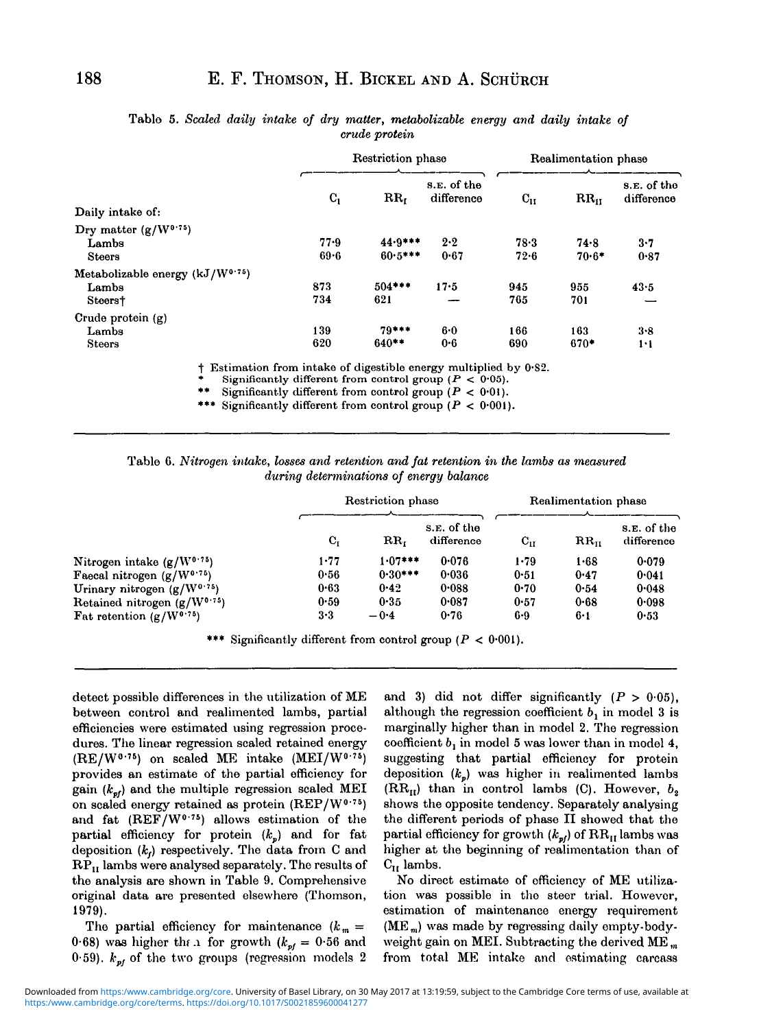Table 5. *Scaled daily intake of dry matter, metabolizable energy and daily intake of crude protein*

| | Restriction phase | | | Realimentation phase | | |
|---|---|---|---|---|---|---|
| Daily intake of: | $C_I$ | $RR_I$ | S.E. of the difference | $C_{II}$ | $RR_{II}$ | S.E. of the difference |
| Dry matter ($g/W^{0.75}$) | | | | | | |
| Lambs | 77·9 | 44·9*** | 2·2 | 78·3 | 74·8 | 3·7 |
| Steers | 69·6 | 60·5*** | 0·67 | 72·6 | 70·6* | 0·87 |
| Metabolizable energy ($kJ/W^{0.75}$) | | | | | | |
| Lambs | 873 | 504*** | 17·5 | 945 | 955 | 43·5 |
| Steers† | 734 | 621 | — | 765 | 701 | — |
| Crude protein (g) | | | | | | |
| Lambs | 139 | 79*** | 6·0 | 166 | 163 | 3·8 |
| Steers | 620 | 640** | 0·6 | 690 | 670* | 1·1 |

† Estimation from intake of digestible energy multiplied by 0·82.
\* Significantly different from control group ($P < 0.05$).
\*\* Significantly different from control group ($P < 0.01$).
\*\*\* Significantly different from control group ($P < 0.001$).

Table 6. *Nitrogen intake, losses and retention and fat retention in the lambs as measured during determinations of energy balance*

| | Restriction phase | | | Realimentation phase | | |
|---|---|---|---|---|---|---|
| | $C_I$ | $RR_I$ | S.E. of the difference | $C_{II}$ | $RR_{II}$ | S.E. of the difference |
| Nitrogen intake ($g/W^{0.75}$) | 1·77 | 1·07*** | 0·076 | 1·79 | 1·68 | 0·079 |
| Faecal nitrogen ($g/W^{0.75}$) | 0·56 | 0·30*** | 0·036 | 0·51 | 0·47 | 0·041 |
| Urinary nitrogen ($g/W^{0.75}$) | 0·63 | 0·42 | 0·088 | 0·70 | 0·54 | 0·048 |
| Retained nitrogen ($g/W^{0.75}$) | 0·59 | 0·35 | 0·087 | 0·57 | 0·68 | 0·098 |
| Fat retention ($g/W^{0.75}$) | 3·3 | −0·4 | 0·76 | 6·9 | 6·1 | 0·53 |

\*\*\* Significantly different from control group ($P < 0.001$).

detect possible differences in the utilization of ME between control and realimented lambs, partial efficiencies were estimated using regression procedures. The linear regression scaled retained energy ($RE/W^{0.75}$) on scaled ME intake ($MEI/W^{0.75}$) provides an estimate of the partial efficiency for gain ($k_{pf}$) and the multiple regression scaled MEI on scaled energy retained as protein ($REP/W^{0.75}$) and fat ($REF/W^{0.75}$) allows estimation of the partial efficiency for protein ($k_p$) and for fat deposition ($k_f$) respectively. The data from C and $RP_{II}$ lambs were analysed separately. The results of the analysis are shown in Table 9. Comprehensive original data are presented elsewhere (Thomson, 1979).

The partial efficiency for maintenance ($k_m$ = 0·68) was higher than for growth ($k_{pf}$ = 0·56 and 0·59). $k_{pf}$ of the two groups (regression models 2 and 3) did not differ significantly ($P > 0.05$), although the regression coefficient $b_1$ in model 3 is marginally higher than in model 2. The regression coefficient $b_1$ in model 5 was lower than in model 4, suggesting that partial efficiency for protein deposition ($k_p$) was higher in realimented lambs ($RR_{II}$) than in control lambs (C). However, $b_2$ shows the opposite tendency. Separately analysing the different periods of phase II showed that the partial efficiency for growth ($k_{pf}$) of $RR_{II}$ lambs was higher at the beginning of realimentation than of $C_{II}$ lambs.

No direct estimate of efficiency of ME utilization was possible in the steer trial. However, estimation of maintenance energy requirement ($ME_m$) was made by regressing daily empty-body-weight gain on MEI. Subtracting the derived $ME_m$ from total ME intake and estimating carcass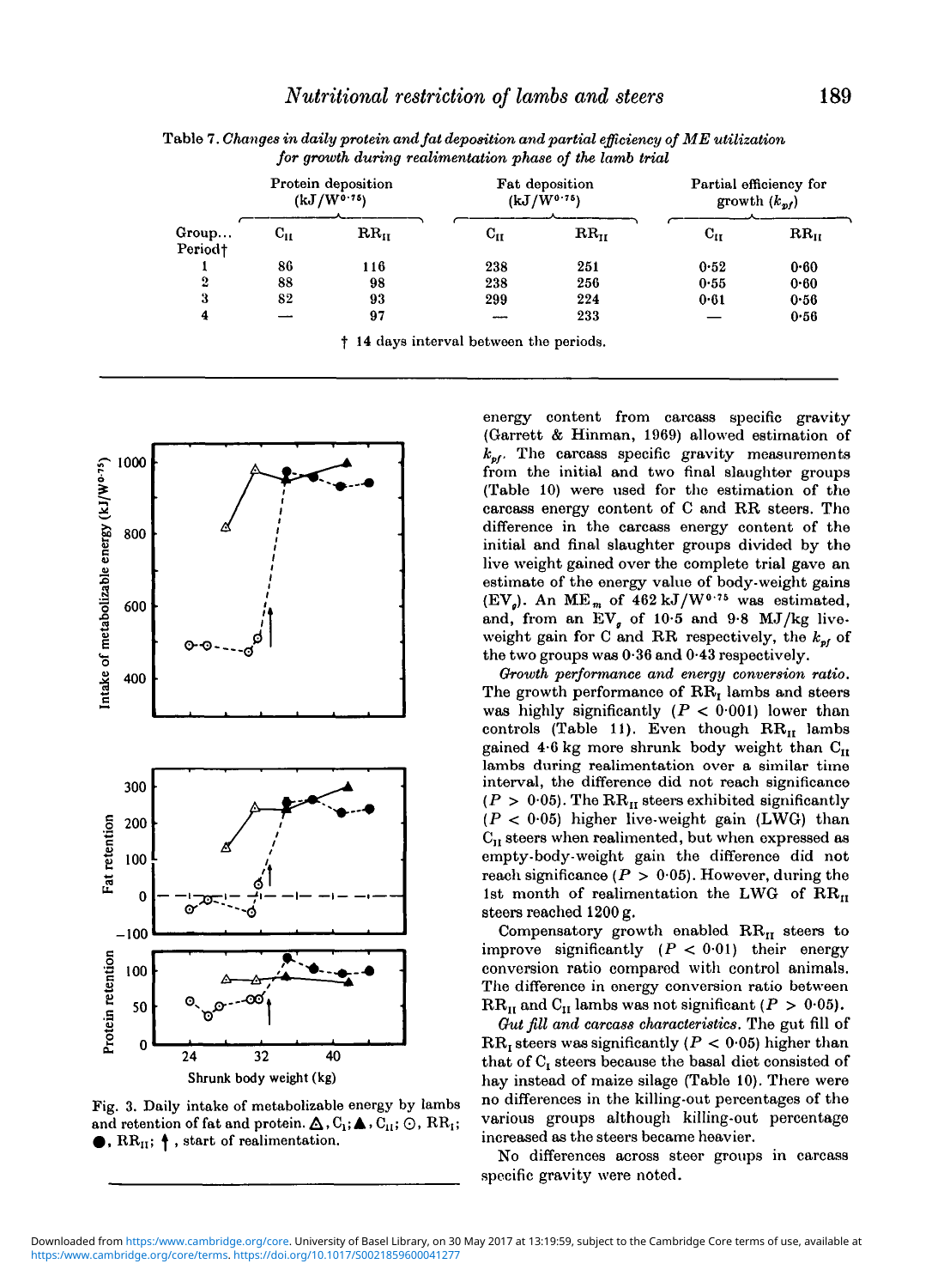Table 7. *Changes in daily protein and fat deposition and partial efficiency of ME utilization for growth during realimentation phase of the lamb trial*

| | Protein deposition ($kJ/W^{0.75}$) | | Fat deposition ($kJ/W^{0.75}$) | | Partial efficiency for growth ($k_{pf}$) | |
|---|---|---|---|---|---|---|
| Group… Period† | $C_{II}$ | $RR_{II}$ | $C_{II}$ | $RR_{II}$ | $C_{II}$ | $RR_{II}$ |
| 1 | 86 | 116 | 238 | 251 | 0·52 | 0·60 |
| 2 | 88 | 98 | 238 | 256 | 0·55 | 0·60 |
| 3 | 82 | 93 | 299 | 224 | 0·61 | 0·56 |
| 4 | — | 97 | — | 233 | — | 0·56 |

† 14 days interval between the periods.

Intake of metabolizable energy ($kJ/W^{0.75}$)
1000
800
600
400

Fat retention
300
200
100
0
−100

Protein retention
100
50
0
24
32
40
Shrunk body weight (kg)

Fig. 3. Daily intake of metabolizable energy by lambs and retention of fat and protein. △, $C_I$; ▲, $C_{II}$; ⊙, $RR_I$; ●, $RR_{II}$; ↑, start of realimentation.

energy content from carcass specific gravity (Garrett & Hinman, 1969) allowed estimation of $k_{pf}$. The carcass specific gravity measurements from the initial and two final slaughter groups (Table 10) were used for the estimation of the carcass energy content of C and RR steers. The difference in the carcass energy content of the initial and final slaughter groups divided by the live weight gained over the complete trial gave an estimate of the energy value of body-weight gains ($EV_g$). An $ME_m$ of 462 $kJ/W^{0.75}$ was estimated, and, from an $EV_g$ of 10·5 and 9·8 MJ/kg live-weight gain for C and RR respectively, the $k_{pf}$ of the two groups was 0·36 and 0·43 respectively.

*Growth performance and energy conversion ratio.* The growth performance of $RR_I$ lambs and steers was highly significantly ($P < 0·001$) lower than controls (Table 11). Even though $RR_{II}$ lambs gained 4·6 kg more shrunk body weight than $C_{II}$ lambs during realimentation over a similar time interval, the difference did not reach significance ($P > 0·05$). The $RR_{II}$ steers exhibited significantly ($P < 0·05$) higher live-weight gain (LWG) than $C_{II}$ steers when realimented, but when expressed as empty-body-weight gain the difference did not reach significance ($P > 0·05$). However, during the 1st month of realimentation the LWG of $RR_{II}$ steers reached 1200 g.

Compensatory growth enabled $RR_{II}$ steers to improve significantly ($P < 0·01$) their energy conversion ratio compared with control animals. The difference in energy conversion ratio between $RR_{II}$ and $C_{II}$ lambs was not significant ($P > 0·05$).

*Gut fill and carcass characteristics.* The gut fill of $RR_I$ steers was significantly ($P < 0·05$) higher than that of $C_I$ steers because the basal diet consisted of hay instead of maize silage (Table 10). There were no differences in the killing-out percentages of the various groups although killing-out percentage increased as the steers became heavier.

No differences across steer groups in carcass specific gravity were noted.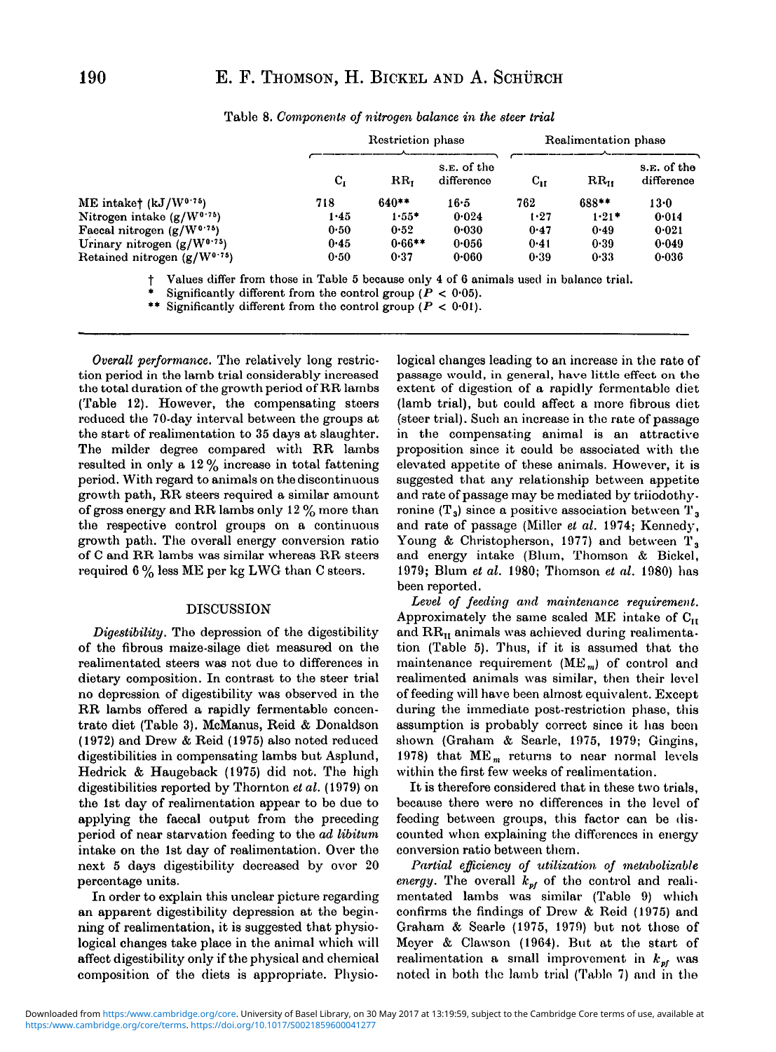Table 8. *Components of nitrogen balance in the steer trial*

| | Restriction phase | | | Realimentation phase | | |
|---|---|---|---|---|---|---|
| | $C_I$ | $RR_I$ | S.E. of the difference | $C_{II}$ | $RR_{II}$ | S.E. of the difference |
| ME intake† ($kJ/W^{0.75}$) | 718 | 640** | 16·5 | 762 | 688** | 13·0 |
| Nitrogen intake ($g/W^{0.75}$) | 1·45 | 1·55* | 0·024 | 1·27 | 1·21* | 0·014 |
| Faecal nitrogen ($g/W^{0.75}$) | 0·50 | 0·52 | 0·030 | 0·47 | 0·49 | 0·021 |
| Urinary nitrogen ($g/W^{0.75}$) | 0·45 | 0·66** | 0·056 | 0·41 | 0·39 | 0·049 |
| Retained nitrogen ($g/W^{0.75}$) | 0·50 | 0·37 | 0·060 | 0·39 | 0·33 | 0·036 |

† Values differ from those in Table 5 because only 4 of 6 animals used in balance trial.
\* Significantly different from the control group ($P < 0.05$).
\*\* Significantly different from the control group ($P < 0.01$).

*Overall performance.* The relatively long restriction period in the lamb trial considerably increased the total duration of the growth period of RR lambs (Table 12). However, the compensating steers reduced the 70-day interval between the groups at the start of realimentation to 35 days at slaughter. The milder degree compared with RR lambs resulted in only a 12 % increase in total fattening period. With regard to animals on the discontinuous growth path, RR steers required a similar amount of gross energy and RR lambs only 12 % more than the respective control groups on a continuous growth path. The overall energy conversion ratio of C and RR lambs was similar whereas RR steers required 6 % less ME per kg LWG than C steers.

## DISCUSSION

*Digestibility.* The depression of the digestibility of the fibrous maize-silage diet measured on the realimentated steers was not due to differences in dietary composition. In contrast to the steer trial no depression of digestibility was observed in the RR lambs offered a rapidly fermentable concentrate diet (Table 3). McManus, Reid & Donaldson (1972) and Drew & Reid (1975) also noted reduced digestibilities in compensating lambs but Asplund, Hedrick & Haugeback (1975) did not. The high digestibilities reported by Thornton *et al.* (1979) on the 1st day of realimentation appear to be due to applying the faecal output from the preceding period of near starvation feeding to the *ad libitum* intake on the 1st day of realimentation. Over the next 5 days digestibility decreased by over 20 percentage units.

In order to explain this unclear picture regarding an apparent digestibility depression at the beginning of realimentation, it is suggested that physiological changes take place in the animal which will affect digestibility only if the physical and chemical composition of the diets is appropriate. Physiological changes leading to an increase in the rate of passage would, in general, have little effect on the extent of digestion of a rapidly fermentable diet (lamb trial), but could affect a more fibrous diet (steer trial). Such an increase in the rate of passage in the compensating animal is an attractive proposition since it could be associated with the elevated appetite of these animals. However, it is suggested that any relationship between appetite and rate of passage may be mediated by triiodothyronine ($T_3$) since a positive association between $T_3$ and rate of passage (Miller *et al.* 1974; Kennedy, Young & Christopherson, 1977) and between $T_3$ and energy intake (Blum, Thomson & Bickel, 1979; Blum *et al.* 1980; Thomson *et al.* 1980) has been reported.

*Level of feeding and maintenance requirement.* Approximately the same scaled ME intake of $C_{II}$ and $RR_{II}$ animals was achieved during realimentation (Table 5). Thus, if it is assumed that the maintenance requirement ($ME_m$) of control and realimented animals was similar, then their level of feeding will have been almost equivalent. Except during the immediate post-restriction phase, this assumption is probably correct since it has been shown (Graham & Searle, 1975, 1979; Gingins, 1978) that $ME_m$ returns to near normal levels within the first few weeks of realimentation.

It is therefore considered that in these two trials, because there were no differences in the level of feeding between groups, this factor can be discounted when explaining the differences in energy conversion ratio between them.

*Partial efficiency of utilization of metabolizable energy.* The overall $k_{pf}$ of the control and realimentated lambs was similar (Table 9) which confirms the findings of Drew & Reid (1975) and Graham & Searle (1975, 1979) but not those of Meyer & Clawson (1964). But at the start of realimentation a small improvement in $k_{pf}$ was noted in both the lamb trial (Table 7) and in the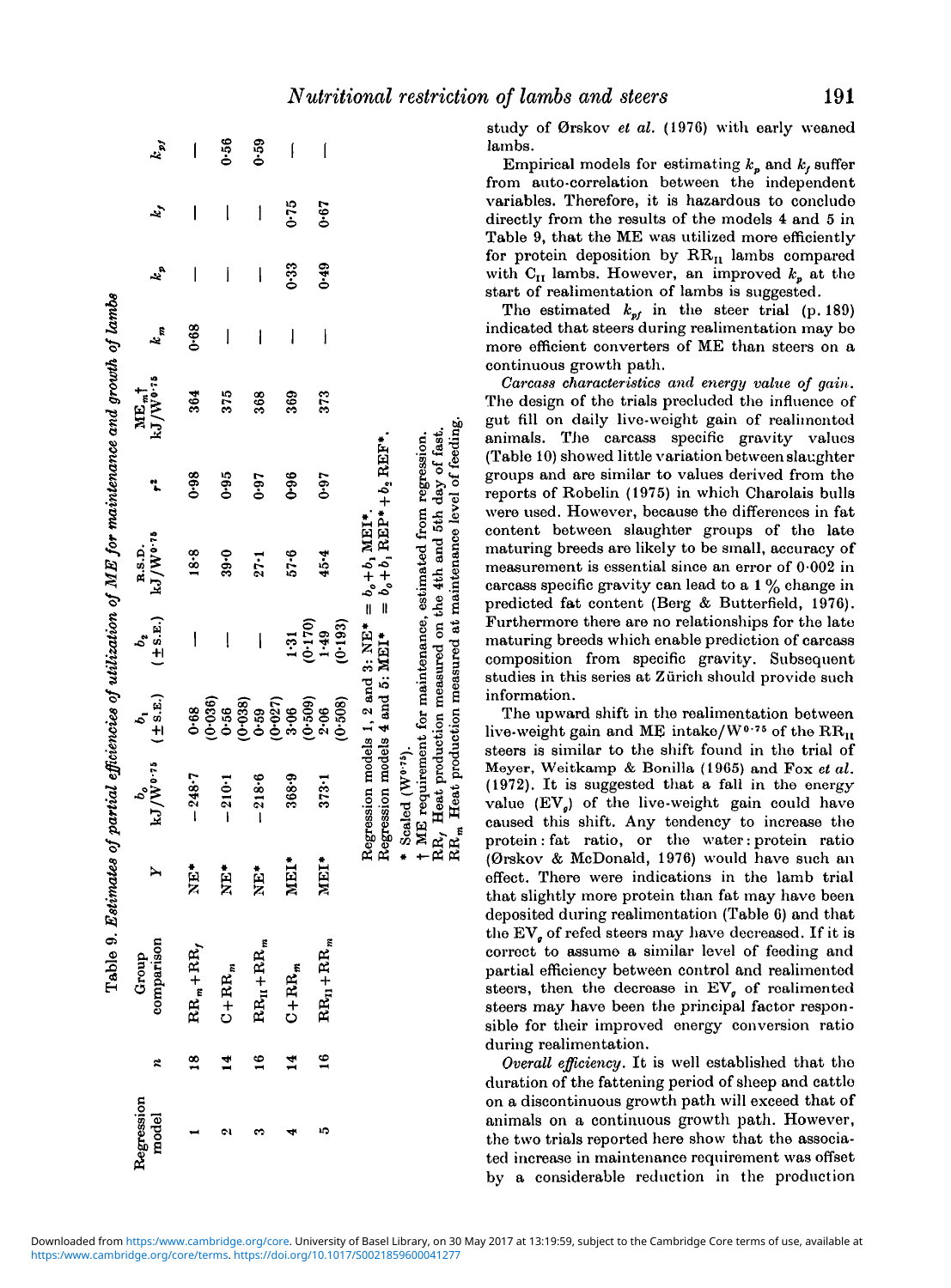Table 9. *Estimates of partial efficiencies of utilization of ME for maintenance and growth of lambs*

| Regression model | n | Group comparison | Y | $b_o$ kJ/$W^{0.75}$ | $b_1$ (±S.E.) | $b_2$ (±S.E.) | R.S.D. kJ/$W^{0.75}$ | $r^2$ | $ME_m$† kJ/$W^{0.75}$ | $k_m$ | $k_p$ | $k_f$ | $k_{pf}$ |
|---|---|---|---|---|---|---|---|---|---|---|---|---|---|
| 1 | 18 | $RR_m + RR_f$ | NE* | −248·7 | 0·68 (0·036) | — | 18·8 | 0·98 | 364 | 0·68 | — | — | — |
| 2 | 14 | $C + RR_m$ | NE* | −210·1 | 0·56 (0·038) | — | 39·0 | 0·95 | 375 | — | — | — | 0·56 |
| 3 | 16 | $RR_{II} + RR_m$ | NE* | −218·6 | 0·59 (0·027) | — | 27·1 | 0·97 | 368 | — | — | — | 0·59 |
| 4 | 14 | $C + RR_m$ | MEI* | 368·9 | 3·06 (0·509) | 1·31 (0·170) | 57·6 | 0·96 | 369 | — | 0·33 | 0·75 | — |
| 5 | 16 | $RR_{II} + RR_m$ | MEI* | 373·1 | 2·06 (0·508) | 1·49 (0·193) | 45·4 | 0·97 | 373 | — | 0·49 | 0·67 | — |

Regression models 1, 2 and 3: NE* $= b_o + b_1$ MEI*.
Regression models 4 and 5: MEI* $= b_o + b_1$ REP* $+ b_2$ REF*.
\* Scaled ($W^{0.75}$).
† ME requirement for maintenance, estimated from regression.
$RR_f$ Heat production measured on the 4th and 5th day of fast.
$RR_m$ Heat production measured at maintenance level of feeding.

study of Ørskov *et al.* (1976) with early weaned lambs.

Empirical models for estimating $k_p$ and $k_f$ suffer from auto-correlation between the independent variables. Therefore, it is hazardous to conclude directly from the results of the models 4 and 5 in Table 9, that the ME was utilized more efficiently for protein deposition by $RR_{II}$ lambs compared with $C_{II}$ lambs. However, an improved $k_p$ at the start of realimentation of lambs is suggested.

The estimated $k_{pf}$ in the steer trial (p. 189) indicated that steers during realimentation may be more efficient converters of ME than steers on a continuous growth path.

*Carcass characteristics and energy value of gain.* The design of the trials precluded the influence of gut fill on daily live-weight gain of realimented animals. The carcass specific gravity values (Table 10) showed little variation between slaughter groups and are similar to values derived from the reports of Robelin (1975) in which Charolais bulls were used. However, because the differences in fat content between slaughter groups of the late maturing breeds are likely to be small, accuracy of measurement is essential since an error of 0·002 in carcass specific gravity can lead to a 1 % change in predicted fat content (Berg & Butterfield, 1976). Furthermore there are no relationships for the late maturing breeds which enable prediction of carcass composition from specific gravity. Subsequent studies in this series at Zürich should provide such information.

The upward shift in the realimentation between live-weight gain and ME intake/$W^{0.75}$ of the $RR_{II}$ steers is similar to the shift found in the trial of Meyer, Weitkamp & Bonilla (1965) and Fox *et al.* (1972). It is suggested that a fall in the energy value ($EV_g$) of the live-weight gain could have caused this shift. Any tendency to increase the protein : fat ratio, or the water : protein ratio (Ørskov & McDonald, 1976) would have such an effect. There were indications in the lamb trial that slightly more protein than fat may have been deposited during realimentation (Table 6) and that the $EV_g$ of refed steers may have decreased. If it is correct to assume a similar level of feeding and partial efficiency between control and realimented steers, then the decrease in $EV_g$ of realimented steers may have been the principal factor responsible for their improved energy conversion ratio during realimentation.

*Overall efficiency.* It is well established that the duration of the fattening period of sheep and cattle on a discontinuous growth path will exceed that of animals on a continuous growth path. However, the two trials reported here show that the associated increase in maintenance requirement was offset by a considerable reduction in the production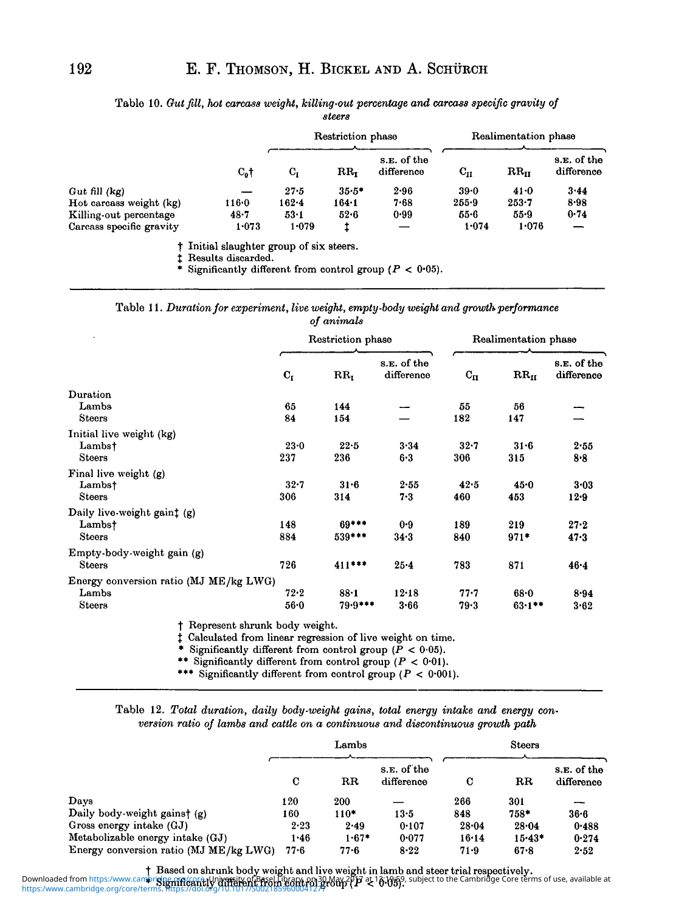Table 10. *Gut fill, hot carcass weight, killing-out percentage and carcass specific gravity of steers*

| | | Restriction phase | | | Realimentation phase | | |
|---|---|---|---|---|---|---|---|
| | $C_0$† | $C_I$ | $RR_I$ | S.E. of the difference | $C_{II}$ | $RR_{II}$ | S.E. of the difference |
| Gut fill (kg) | — | 27·5 | 35·5* | 2·96 | 39·0 | 41·0 | 3·44 |
| Hot carcass weight (kg) | 116·0 | 162·4 | 164·1 | 7·68 | 255·9 | 253·7 | 8·98 |
| Killing-out percentage | 48·7 | 53·1 | 52·6 | 0·99 | 55·6 | 55·9 | 0·74 |
| Carcass specific gravity | 1·073 | 1·079 | ‡ | — | 1·074 | 1·076 | — |

† Initial slaughter group of six steers.
‡ Results discarded.
\* Significantly different from control group ($P < 0·05$).

Table 11. *Duration for experiment, live weight, empty-body weight and growth performance of animals*

| | Restriction phase | | | Realimentation phase | | |
|---|---|---|---|---|---|---|
| | $C_I$ | $RR_I$ | S.E. of the difference | $C_{II}$ | $RR_{II}$ | S.E. of the difference |
| Duration | | | | | | |
| Lambs | 65 | 144 | — | 55 | 56 | — |
| Steers | 84 | 154 | — | 182 | 147 | — |
| Initial live weight (kg) | | | | | | |
| Lambs† | 23·0 | 22·5 | 3·34 | 32·7 | 31·6 | 2·55 |
| Steers | 237 | 236 | 6·3 | 306 | 315 | 8·8 |
| Final live weight (g) | | | | | | |
| Lambs† | 32·7 | 31·6 | 2·55 | 42·5 | 45·0 | 3·03 |
| Steers | 306 | 314 | 7·3 | 460 | 453 | 12·9 |
| Daily live-weight gain‡ (g) | | | | | | |
| Lambs† | 148 | 69*** | 0·9 | 189 | 219 | 27·2 |
| Steers | 884 | 539*** | 34·3 | 840 | 971* | 47·3 |
| Empty-body-weight gain (g) | | | | | | |
| Steers | 726 | 411*** | 25·4 | 783 | 871 | 46·4 |
| Energy conversion ratio (MJ ME/kg LWG) | | | | | | |
| Lambs | 72·2 | 88·1 | 12·18 | 77·7 | 68·0 | 8·94 |
| Steers | 56·0 | 79·9*** | 3·66 | 79·3 | 63·1** | 3·62 |

† Represent shrunk body weight.
‡ Calculated from linear regression of live weight on time.
\* Significantly different from control group ($P < 0·05$).
\*\* Significantly different from control group ($P < 0·01$).
\*\*\* Significantly different from control group ($P < 0·001$).

Table 12. *Total duration, daily body-weight gains, total energy intake and energy conversion ratio of lambs and cattle on a continuous and discontinuous growth path*

| | Lambs | | | Steers | | |
|---|---|---|---|---|---|---|
| | C | RR | S.E. of the difference | C | RR | S.E. of the difference |
| Days | 120 | 200 | — | 266 | 301 | — |
| Daily body-weight gains† (g) | 160 | 110* | 13·5 | 848 | 758* | 36·6 |
| Gross energy intake (GJ) | 2·23 | 2·49 | 0·107 | 28·04 | 28·04 | 0·488 |
| Metabolizable energy intake (GJ) | 1·46 | 1·67* | 0·077 | 16·14 | 15·43* | 0·274 |
| Energy conversion ratio (MJ ME/kg LWG) | 77·6 | 77·6 | 8·22 | 71·9 | 67·8 | 2·52 |

† Based on shrunk body weight and live weight in lamb and steer trial respectively.
\* Significantly different from control group ($P < 0·05$).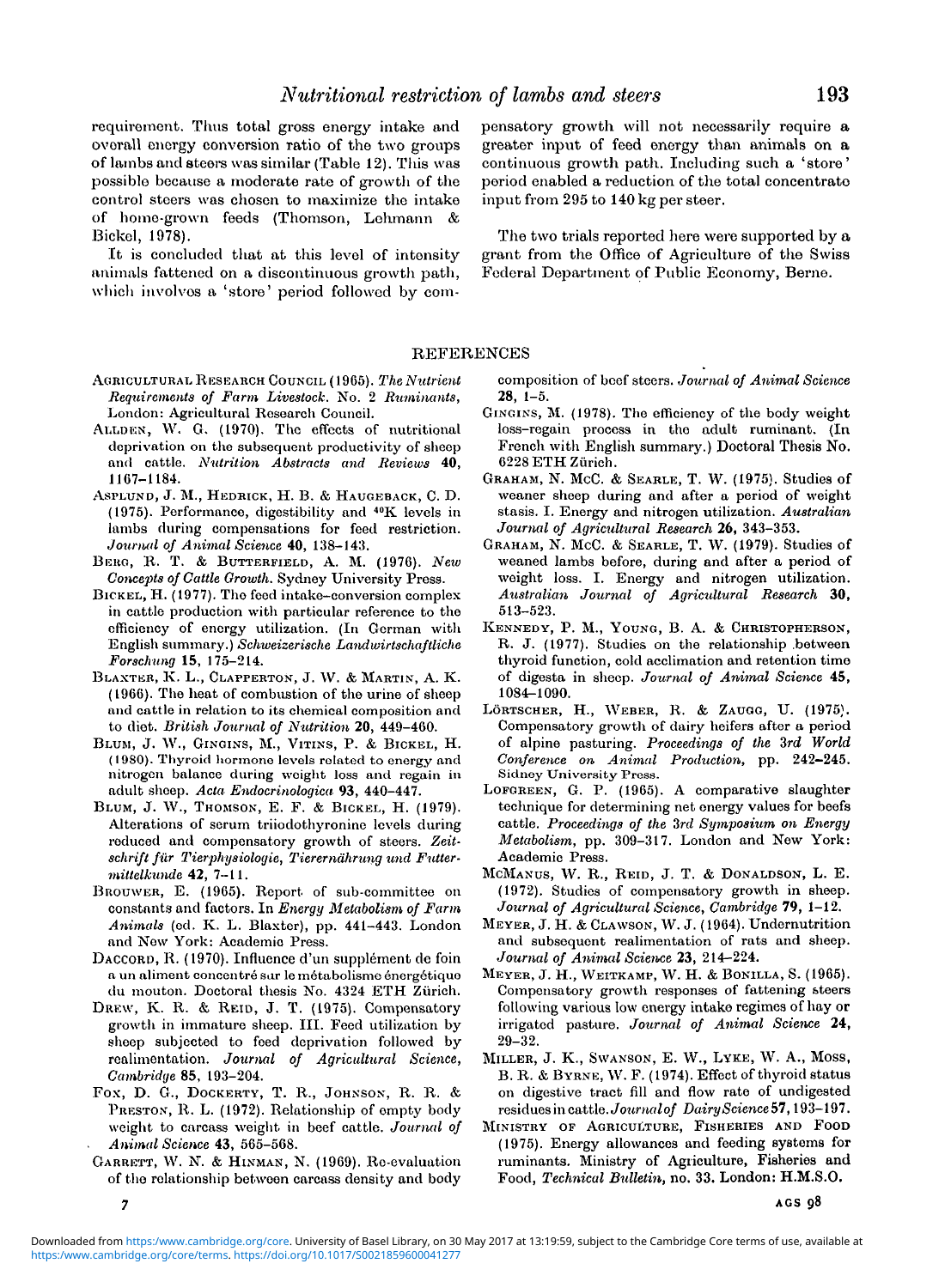requirement. Thus total gross energy intake and overall energy conversion ratio of the two groups of lambs and steers was similar (Table 12). This was possible because a moderate rate of growth of the control steers was chosen to maximize the intake of home-grown feeds (Thomson, Lehmann & Bickel, 1978).

It is concluded that at this level of intensity animals fattened on a discontinuous growth path, which involves a 'store' period followed by compensatory growth will not necessarily require a greater input of feed energy than animals on a continuous growth path. Including such a 'store' period enabled a reduction of the total concentrate input from 295 to 140 kg per steer.

The two trials reported here were supported by a grant from the Office of Agriculture of the Swiss Federal Department of Public Economy, Berne.

## REFERENCES

Agricultural Research Council (1965). *The Nutrient Requirements of Farm Livestock*. No. 2 *Ruminants*, London: Agricultural Research Council.

Allden, W. G. (1970). The effects of nutritional deprivation on the subsequent productivity of sheep and cattle. *Nutrition Abstracts and Reviews* **40**, 1167–1184.

Asplund, J. M., Hedrick, H. B. & Haugeback, C. D. (1975). Performance, digestibility and $^{40}$K levels in lambs during compensations for feed restriction. *Journal of Animal Science* **40**, 138–143.

Berg, R. T. & Butterfield, A. M. (1976). *New Concepts of Cattle Growth*. Sydney University Press.

Bickel, H. (1977). The feed intake-conversion complex in cattle production with particular reference to the efficiency of energy utilization. (In German with English summary.) *Schweizerische Landwirtschaftliche Forschung* **15**, 175–214.

Blaxter, K. L., Clapperton, J. W. & Martin, A. K. (1966). The heat of combustion of the urine of sheep and cattle in relation to its chemical composition and to diet. *British Journal of Nutrition* **20**, 449–460.

Blum, J. W., Gingins, M., Vitins, P. & Bickel, H. (1980). Thyroid hormone levels related to energy and nitrogen balance during weight loss and regain in adult sheep. *Acta Endocrinologica* **93**, 440–447.

Blum, J. W., Thomson, E. F. & Bickel, H. (1979). Alterations of serum triiodothyronine levels during reduced and compensatory growth of steers. *Zeitschrift für Tierphysiologie, Tierernährung und Futtermittelkunde* **42**, 7–11.

Brouwer, E. (1965). Report of sub-committee on constants and factors. In *Energy Metabolism of Farm Animals* (ed. K. L. Blaxter), pp. 441–443. London and New York: Academic Press.

Daccord, R. (1970). Influence d'un supplément de foin a un aliment concentré sur le métabolisme énergétique du mouton. Doctoral thesis No. 4324 ETH Zürich.

Drew, K. R. & Reid, J. T. (1975). Compensatory growth in immature sheep. III. Feed utilization by sheep subjected to feed deprivation followed by realimentation. *Journal of Agricultural Science, Cambridge* **85**, 193–204.

Fox, D. G., Dockerty, T. R., Johnson, R. R. & Preston, R. L. (1972). Relationship of empty body weight to carcass weight in beef cattle. *Journal of Animal Science* **43**, 565–568.

Garrett, W. N. & Hinman, N. (1969). Re-evaluation of the relationship between carcass density and body composition of beef steers. *Journal of Animal Science* **28**, 1–5.

Gingins, M. (1978). The efficiency of the body weight loss–regain process in the adult ruminant. (In French with English summary.) Doctoral Thesis No. 6228 ETH Zürich.

Graham, N. McC. & Searle, T. W. (1975). Studies of weaner sheep during and after a period of weight stasis. I. Energy and nitrogen utilization. *Australian Journal of Agricultural Research* **26**, 343–353.

Graham, N. McC. & Searle, T. W. (1979). Studies of weaned lambs before, during and after a period of weight loss. I. Energy and nitrogen utilization. *Australian Journal of Agricultural Research* **30**, 513–523.

Kennedy, P. M., Young, B. A. & Christopherson, R. J. (1977). Studies on the relationship between thyroid function, cold acclimation and retention time of digesta in sheep. *Journal of Animal Science* **45**, 1084–1090.

Lörtscher, H., Weber, R. & Zaugg, U. (1975). Compensatory growth of dairy heifers after a period of alpine pasturing. *Proceedings of the 3rd World Conference on Animal Production*, pp. 242–245. Sidney University Press.

Lofgreen, G. P. (1965). A comparative slaughter technique for determining net energy values for beefs cattle. *Proceedings of the 3rd Symposium on Energy Metabolism*, pp. 309–317. London and New York: Academic Press.

McManus, W. R., Reid, J. T. & Donaldson, L. E. (1972). Studies of compensatory growth in sheep. *Journal of Agricultural Science, Cambridge* **79**, 1–12.

Meyer, J. H. & Clawson, W. J. (1964). Undernutrition and subsequent realimentation of rats and sheep. *Journal of Animal Science* **23**, 214–224.

Meyer, J. H., Weitkamp, W. H. & Bonilla, S. (1965). Compensatory growth responses of fattening steers following various low energy intake regimes of hay or irrigated pasture. *Journal of Animal Science* **24**, 29–32.

Miller, J. K., Swanson, E. W., Lyke, W. A., Moss, B. R. & Byrne, W. F. (1974). Effect of thyroid status on digestive tract fill and flow rate of undigested residues in cattle. *Journal of Dairy Science* **57**, 193–197.

Ministry of Agriculture, Fisheries and Food (1975). Energy allowances and feeding systems for ruminants. Ministry of Agriculture, Fisheries and Food, *Technical Bulletin*, no. 33. London: H.M.S.O.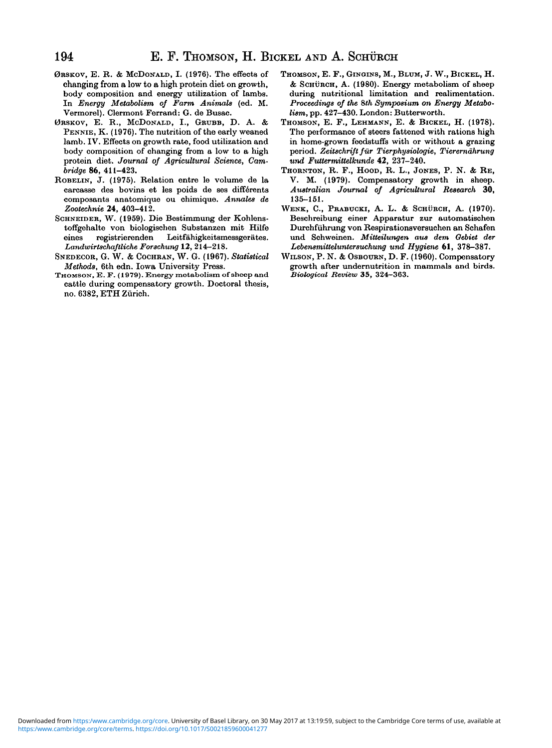ØRSKOV, E. R. & MCDONALD, I. (1976). The effects of changing from a low to a high protein diet on growth, body composition and energy utilization of lambs. In *Energy Metabolism of Farm Animals* (ed. M. Vermorel). Clermont Ferrand: G. de Busac.

ØRSKOV, E. R., MCDONALD, I., GRUBB, D. A. & PENNIE, K. (1976). The nutrition of the early weaned lamb. IV. Effects on growth rate, food utilization and body composition of changing from a low to a high protein diet. *Journal of Agricultural Science, Cambridge* **86**, 411–423.

ROBELIN, J. (1975). Relation entre le volume de la carcasse des bovins et les poids de ses différents composants anatomique ou chimique. *Annales de Zootechnie* **24**, 403–412.

SCHNEIDER, W. (1959). Die Bestimmung der Kohlenstoffgehalte von biologischen Substanzen mit Hilfe eines registrierenden Leitfähigkeitsmessgerätes. *Landwirtschaftliche Forschung* **12**, 214–218.

SNEDECOR, G. W. & COCHRAN, W. G. (1967). *Statistical Methods*, 6th edn. Iowa University Press.

THOMSON, E. F. (1979). Energy metabolism of sheep and cattle during compensatory growth. Doctoral thesis, no. 6382, ETH Zürich.

THOMSON, E. F., GINGINS, M., BLUM, J. W., BICKEL, H. & SCHÜRCH, A. (1980). Energy metabolism of sheep during nutritional limitation and realimentation. *Proceedings of the 8th Symposium on Energy Metabolism*, pp. 427–430. London: Butterworth.

THOMSON, E. F., LEHMANN, E. & BICKEL, H. (1978). The performance of steers fattened with rations high in home-grown feedstuffs with or without a grazing period. *Zeitschrift für Tierphysiologie, Tierernährung und Futtermittelkunde* **42**, 237–240.

THORNTON, R. F., HOOD, R. L., JONES, P. N. & RE, V. M. (1979). Compensatory growth in sheep. *Australian Journal of Agricultural Research* **30**, 135–151.

WENK, C., PRABUCKI, A. L. & SCHÜRCH, A. (1970). Beschreibung einer Apparatur zur automatischen Durchführung von Respirationsversuchen an Schafen und Schweinen. *Mitteilungen aus dem Gebiet der Lebensmitteluntersuchung und Hygiene* **61**, 378–387.

WILSON, P. N. & OSBOURN, D. F. (1960). Compensatory growth after undernutrition in mammals and birds. *Biological Review* **35**, 324–363.